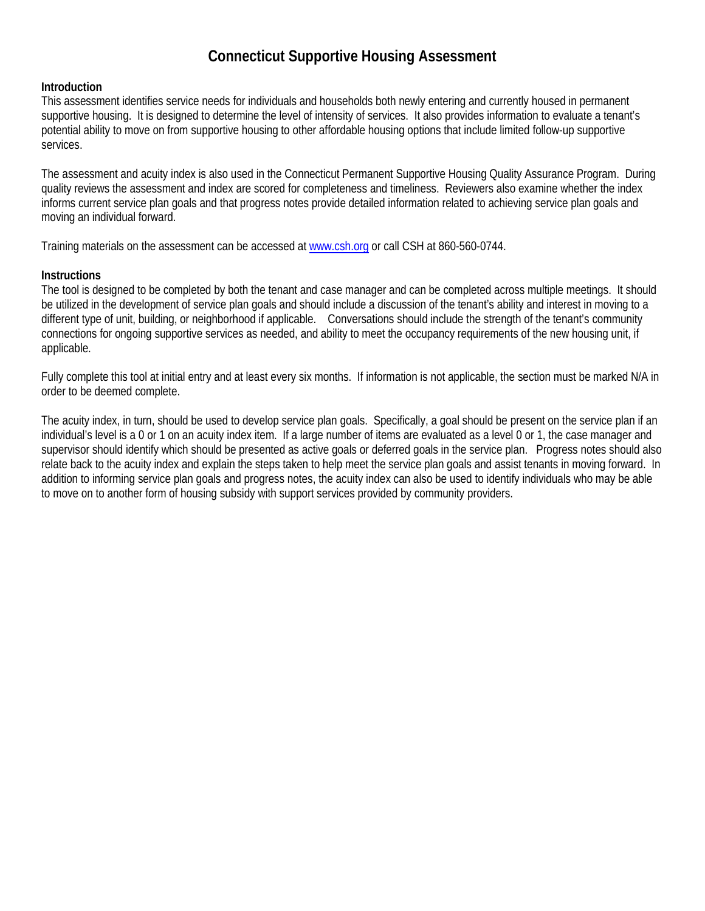# Connecticut Supportive Housing Assessment

**Introduction**

This assessment identifies service needs for individuals and households both newly entering and currently housed in permanent supportive housing. It is designed to determine the level of intensity of services. It also provides information to evaluate a tenant's potential ability to move on from supportive housing to other affordable housing options that include limited follow-up supportive services.

The assessment and acuity index is also used in the Connecticut Permanent Supportive Housing Quality Assurance Program. During quality reviews the assessment and index are scored for completeness and timeliness. Reviewers also examine whether the index informs current service plan goals and that progress notes provide detailed information related to achieving service plan goals and moving an individual forward.

Training materials on the assessment can be accessed at [www.csh.org](http://www.csh.org) or call CSH at 860-560-0744.

**Instructions**

The tool is designed to be completed by both the tenant and case manager and can be completed across multiple meetings. It should be utilized in the development of service plan goals and should include a discussion of the tenant's ability and interest in moving to a different type of unit, building, or neighborhood if applicable. Conversations should include the strength of the tenant's community connections for ongoing supportive services as needed, and ability to meet the occupancy requirements of the new housing unit, if applicable.

Fully complete this tool at initial entry and at least every six months. If information is not applicable, the section must be marked N/A in order to be deemed complete.

The acuity index, in turn, should be used to develop service plan goals. Specifically, a goal should be present on the service plan if an individual's level is a 0 or 1 on an acuity index item. If a large number of items are evaluated as a level 0 or 1, the case manager and supervisor should identify which should be presented as active goals or deferred goals in the service plan. Progress notes should also relate back to the acuity index and explain the steps taken to help meet the service plan goals and assist tenants in moving forward. In addition to informing service plan goals and progress notes, the acuity index can also be used to identify individuals who may be able to move on to another form of housing subsidy with support services provided by community providers.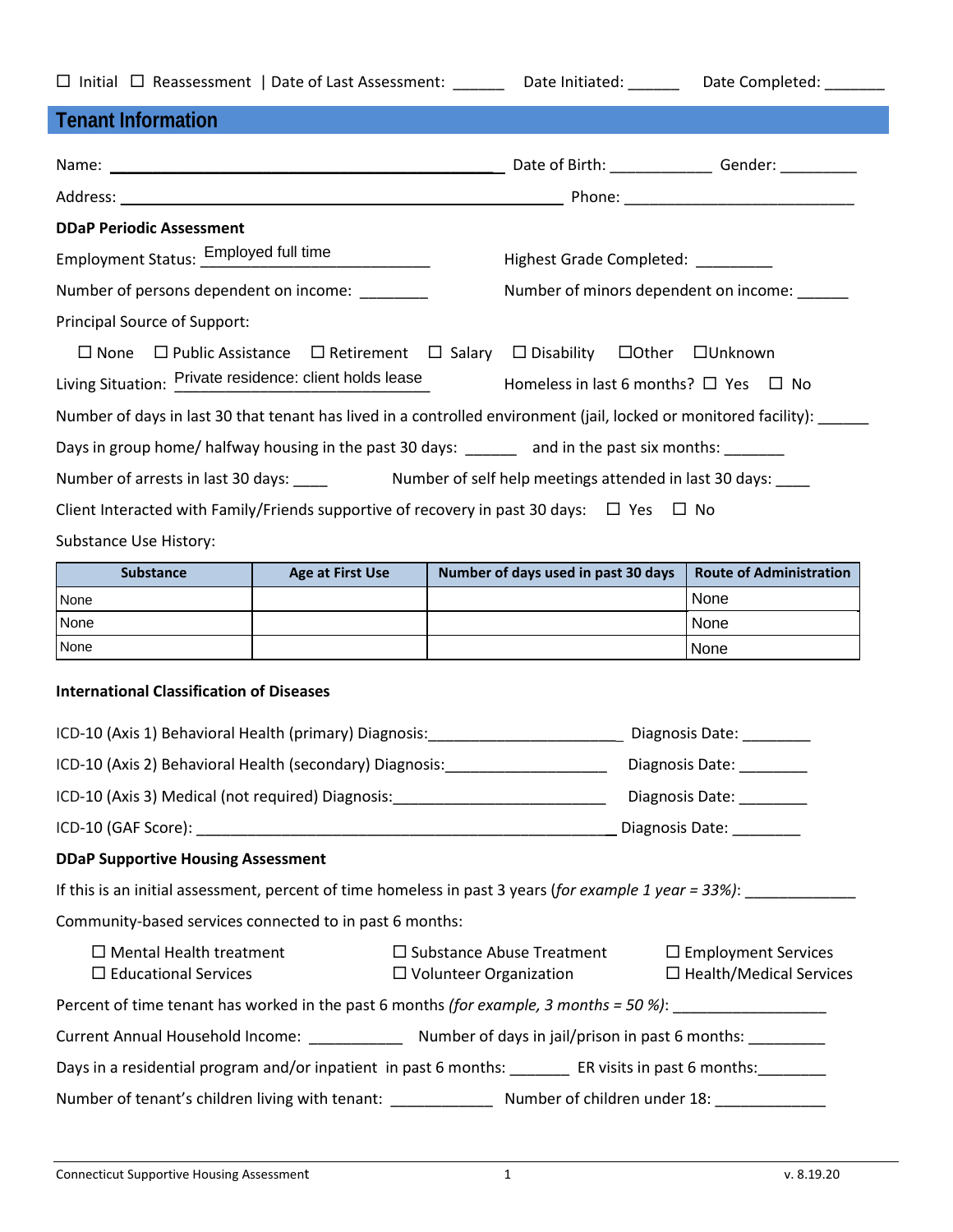☐ Initial ☐ Reassessment | Date of Last Assessment: ______ Date Initiated: ______ Date Completed: _______

## Tenant Information

Name: _______________________________________________ Date of Birth: ____________ Gender: _________

Address: _______________________________________________________ Phone: ___________________________

**DDaP Periodic Assessment**

Employment Status: Employed full time

Highest Grade Completed: _________

Number of persons dependent on income: ________

Number of minors dependent on income: ______

Principal Source of Support:

☐ None ☐ Public Assistance ☐ Retirement ☐ Salary ☐ Disability ☐Other ☐Unknown

Living Situation: Private residence: client holds lease

Homeless in last 6 months? ☐ Yes ☐ No

Number of days in last 30 that tenant has lived in a controlled environment (jail, locked or monitored facility): ______

Days in group home/ halfway housing in the past 30 days: ______ and in the past six months: _______

Number of arrests in last 30 days: ____ Number of self help meetings attended in last 30 days: ____

Client Interacted with Family/Friends supportive of recovery in past 30 days: ☐ Yes ☐ No

Substance Use History:

| Substance | Age at First Use | Number of days used in past 30 days | Route of Administration |
|---|---|---|---|
| None | | | None |
| None | | | None |
| None | | | None |

**International Classification of Diseases**

ICD-10 (Axis 1) Behavioral Health (primary) Diagnosis:______________________ Diagnosis Date: ________

ICD-10 (Axis 2) Behavioral Health (secondary) Diagnosis:___________________ Diagnosis Date: ________

ICD-10 (Axis 3) Medical (not required) Diagnosis:_________________________ Diagnosis Date: ________

ICD-10 (GAF Score): _______________________________________________ Diagnosis Date: ________

**DDaP Supportive Housing Assessment**

If this is an initial assessment, percent of time homeless in past 3 years (*for example 1 year = 33%)*: _____________

Community-based services connected to in past 6 months:

☐ Mental Health treatment ☐ Substance Abuse Treatment ☐ Employment Services
☐ Educational Services ☐ Volunteer Organization ☐ Health/Medical Services

Percent of time tenant has worked in the past 6 months *(for example, 3 months = 50 %)*: __________________

Current Annual Household Income: ___________ Number of days in jail/prison in past 6 months: _________

Days in a residential program and/or inpatient in past 6 months: _______ ER visits in past 6 months:________

Number of tenant's children living with tenant: ____________ Number of children under 18: _____________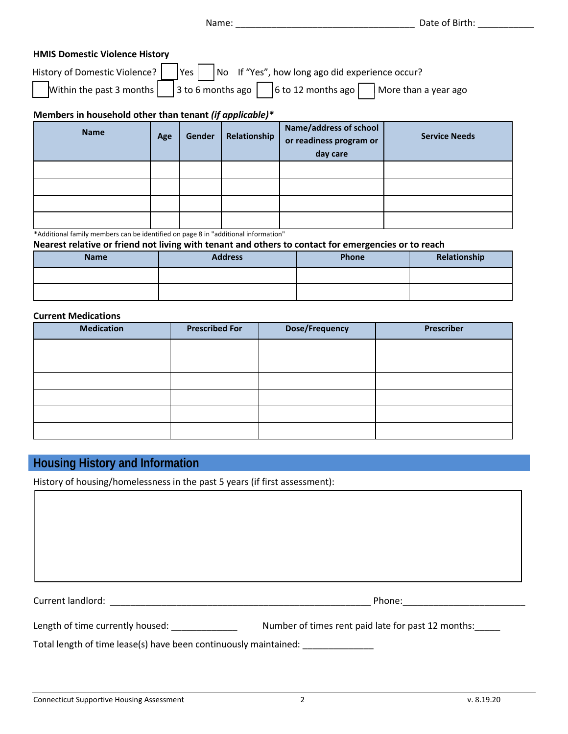Name: ___________________________________ Date of Birth: ___________

**HMIS Domestic Violence History**

History of Domestic Violence? ☐ Yes ☐ No If "Yes", how long ago did experience occur?

☐ Within the past 3 months ☐ 3 to 6 months ago ☐ 6 to 12 months ago ☐ More than a year ago

**Members in household other than tenant *(if applicable)****

| Name | Age | Gender | Relationship | Name/address of school or readiness program or day care | Service Needs |
|---|---|---|---|---|---|
| | | | | | |
| | | | | | |
| | | | | | |
| | | | | | |

*Additional family members can be identified on page 8 in "additional information"

**Nearest relative or friend not living with tenant and others to contact for emergencies or to reach**

| Name | Address | Phone | Relationship |
|---|---|---|---|
| | | | |
| | | | |

**Current Medications**

| Medication | Prescribed For | Dose/Frequency | Prescriber |
|---|---|---|---|
| | | | |
| | | | |
| | | | |
| | | | |
| | | | |
| | | | |

## Housing History and Information

History of housing/homelessness in the past 5 years (if first assessment):

Current landlord: _____________________________________________________ Phone:________________________

Length of time currently housed: _____________ Number of times rent paid late for past 12 months:_____

Total length of time lease(s) have been continuously maintained: ______________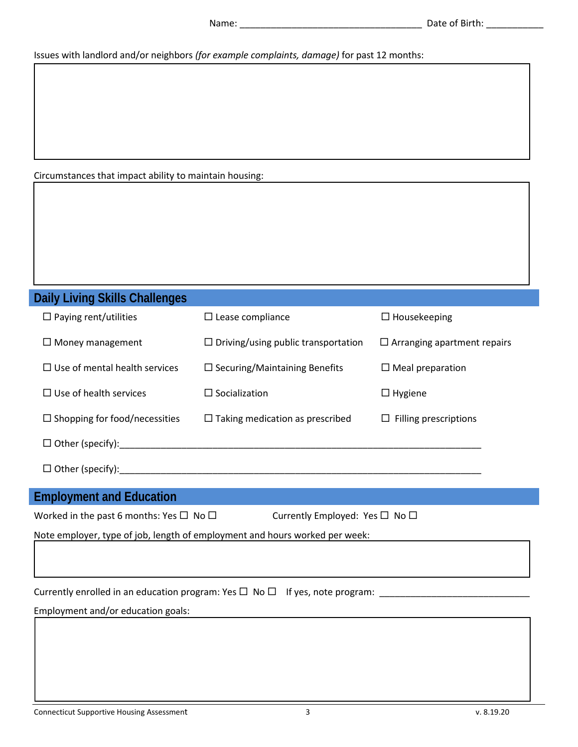Name: ___________________________________ Date of Birth: ___________

Issues with landlord and/or neighbors *(for example complaints, damage)* for past 12 months:

Circumstances that impact ability to maintain housing:

## Daily Living Skills Challenges

| | | |
|---|---|---|
| ☐ Paying rent/utilities | ☐ Lease compliance | ☐ Housekeeping |
| ☐ Money management | ☐ Driving/using public transportation | ☐ Arranging apartment repairs |
| ☐ Use of mental health services | ☐ Securing/Maintaining Benefits | ☐ Meal preparation |
| ☐ Use of health services | ☐ Socialization | ☐ Hygiene |
| ☐ Shopping for food/necessities | ☐ Taking medication as prescribed | ☐ Filling prescriptions |

☐ Other (specify):_________________________________________________________________________

☐ Other (specify):_________________________________________________________________________

## Employment and Education

Worked in the past 6 months: Yes ☐ No ☐ Currently Employed: Yes ☐ No ☐

Note employer, type of job, length of employment and hours worked per week:

Currently enrolled in an education program: Yes ☐ No ☐ If yes, note program: ______________________________

Employment and/or education goals: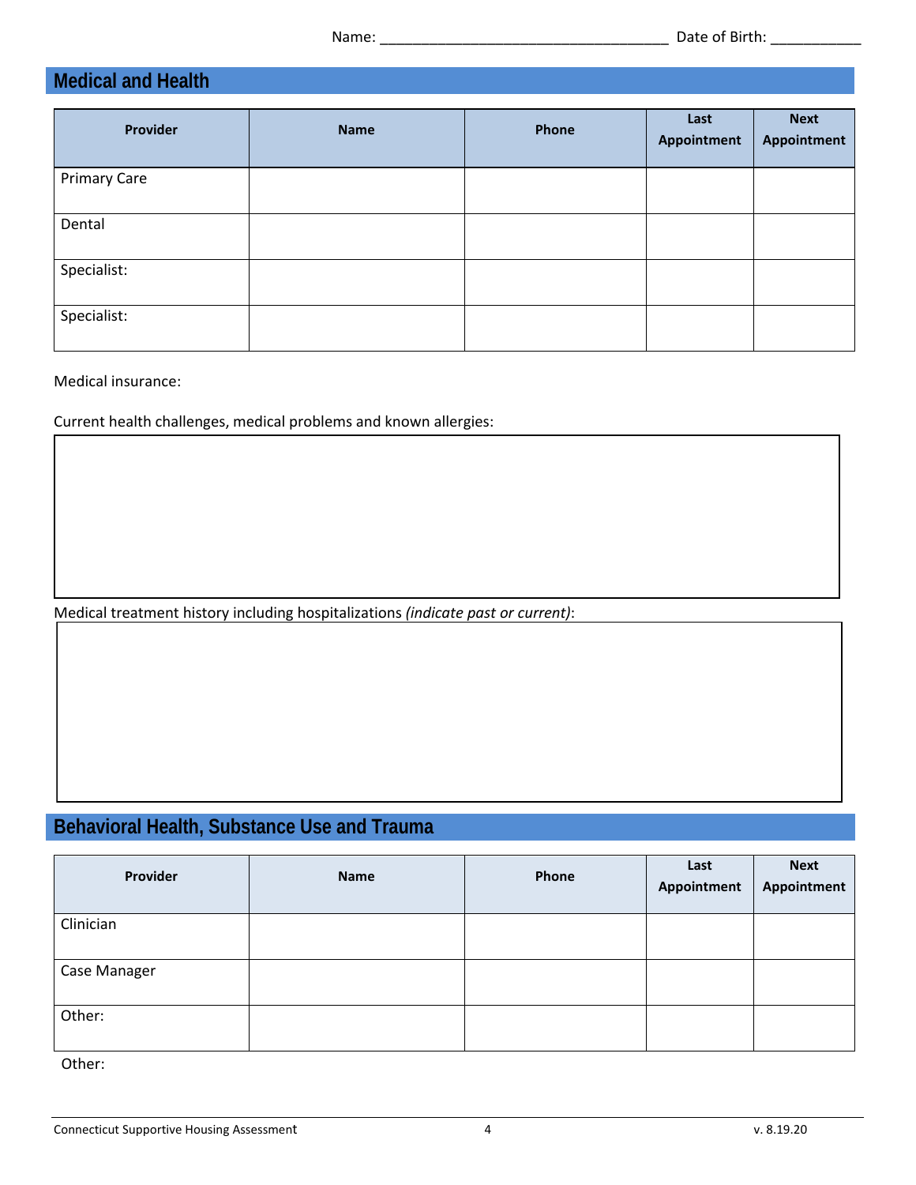Name: ___________________________________ Date of Birth: ___________

## Medical and Health

| Provider | Name | Phone | Last Appointment | Next Appointment |
|---|---|---|---|---|
| Primary Care | | | | |
| Dental | | | | |
| Specialist: | | | | |
| Specialist: | | | | |

Medical insurance:

Current health challenges, medical problems and known allergies:

Medical treatment history including hospitalizations *(indicate past or current)*:

## Behavioral Health, Substance Use and Trauma

| Provider | Name | Phone | Last Appointment | Next Appointment |
|---|---|---|---|---|
| Clinician | | | | |
| Case Manager | | | | |
| Other: | | | | |

Other: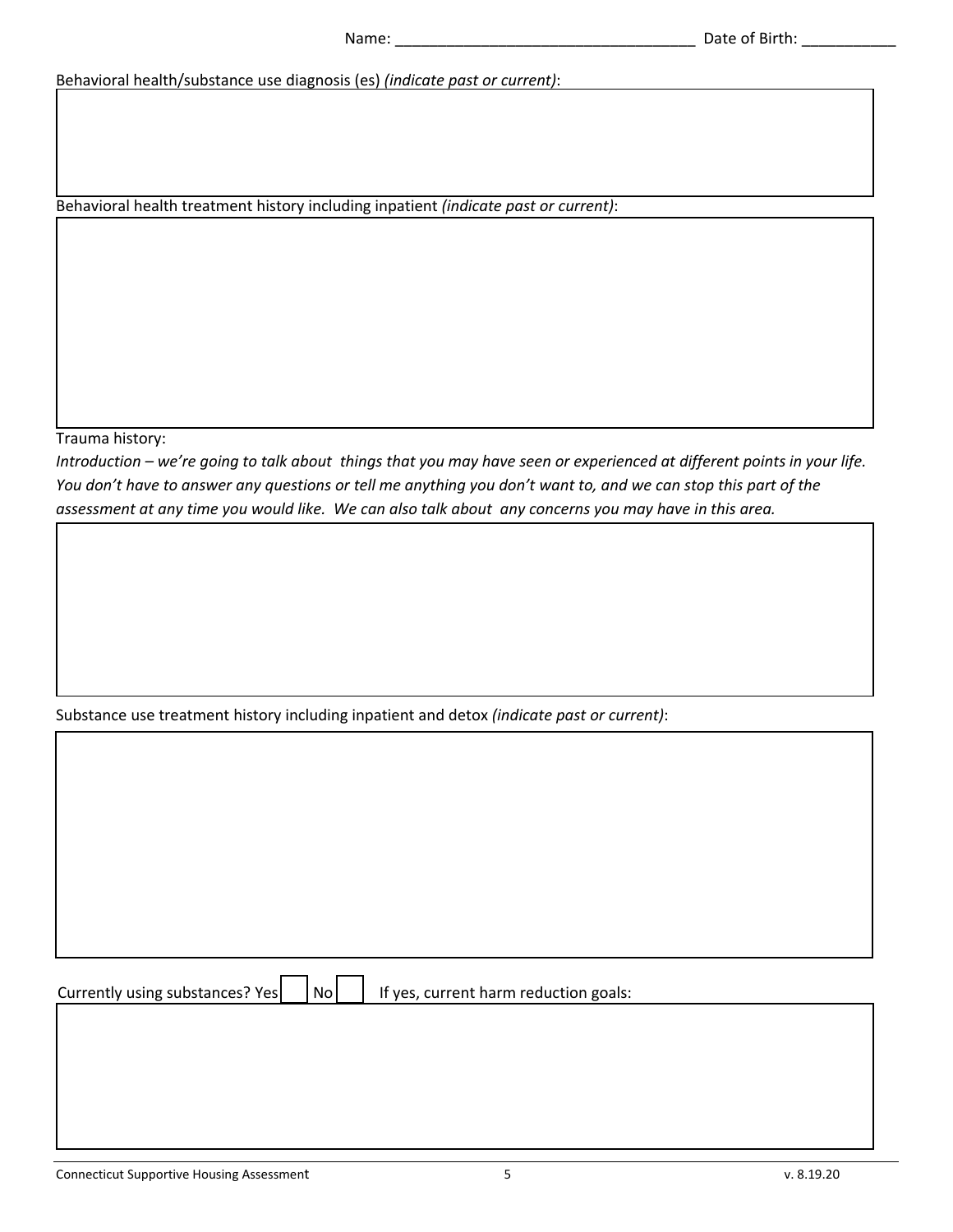Name: ___________________________________ Date of Birth: ___________

Behavioral health/substance use diagnosis (es) *(indicate past or current)*:

Behavioral health treatment history including inpatient *(indicate past or current)*:

Trauma history:

*Introduction – we're going to talk about things that you may have seen or experienced at different points in your life. You don't have to answer any questions or tell me anything you don't want to, and we can stop this part of the assessment at any time you would like. We can also talk about any concerns you may have in this area.*

Substance use treatment history including inpatient and detox *(indicate past or current)*:

Currently using substances? Yes ☐ No ☐ If yes, current harm reduction goals: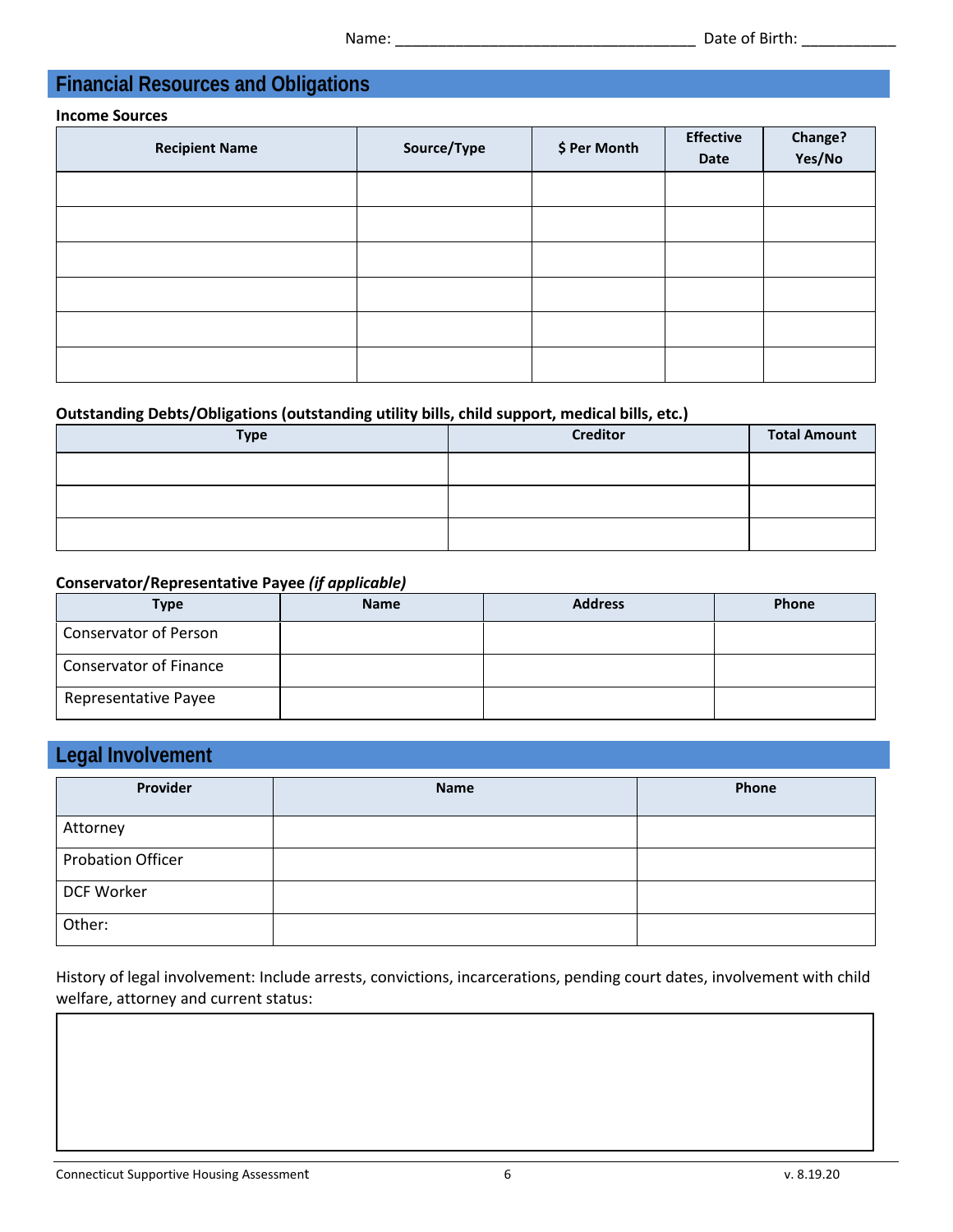Name: ___________________________________ Date of Birth: ___________

## Financial Resources and Obligations

**Income Sources**

| Recipient Name | Source/Type | $ Per Month | Effective Date | Change? Yes/No |
|---|---|---|---|---|
| | | | | |
| | | | | |
| | | | | |
| | | | | |
| | | | | |
| | | | | |

**Outstanding Debts/Obligations (outstanding utility bills, child support, medical bills, etc.)**

| Type | Creditor | Total Amount |
|---|---|---|
| | | |
| | | |
| | | |

**Conservator/Representative Payee *(if applicable)***

| Type | Name | Address | Phone |
|---|---|---|---|
| Conservator of Person | | | |
| Conservator of Finance | | | |
| Representative Payee | | | |

## Legal Involvement

| Provider | Name | Phone |
|---|---|---|
| Attorney | | |
| Probation Officer | | |
| DCF Worker | | |
| Other: | | |

History of legal involvement: Include arrests, convictions, incarcerations, pending court dates, involvement with child welfare, attorney and current status:

| |
|---|
| |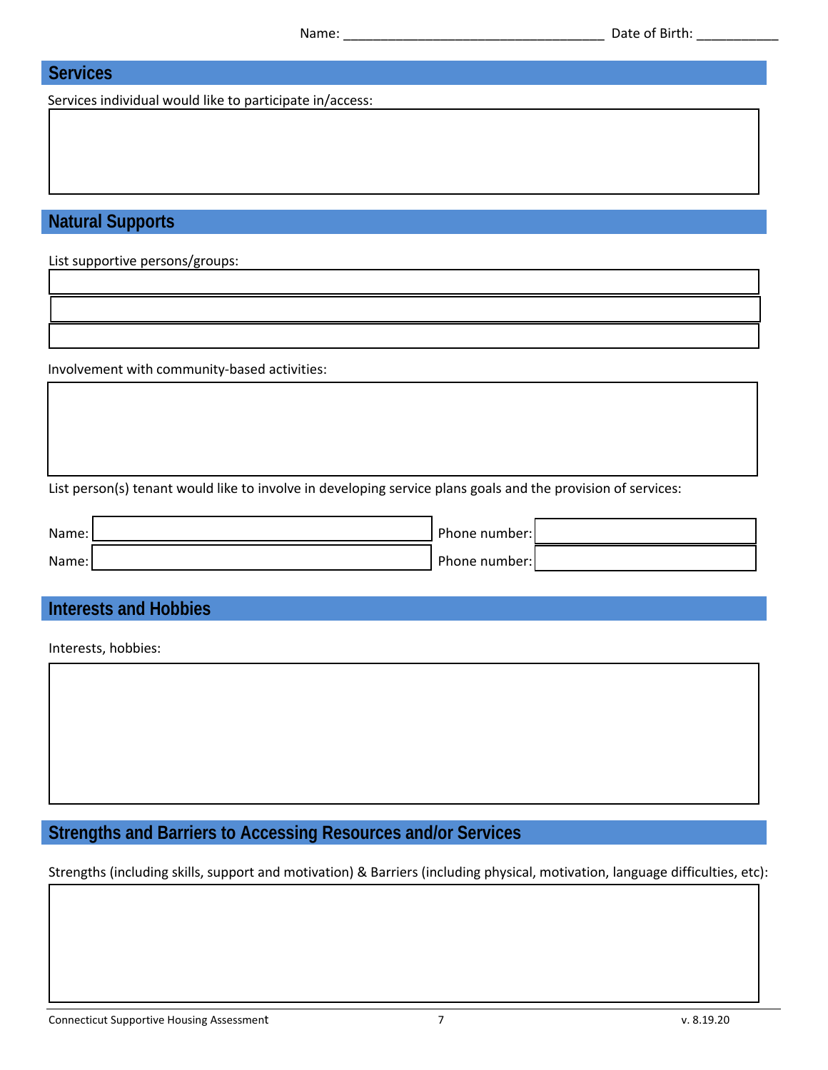Name: ___________________________________ Date of Birth: ___________

## Services

Services individual would like to participate in/access:

## Natural Supports

List supportive persons/groups:

Involvement with community-based activities:

List person(s) tenant would like to involve in developing service plans goals and the provision of services:

| Name: | | Phone number: | |
|---|---|---|---|
| Name: | | Phone number: | |

## Interests and Hobbies

Interests, hobbies:

## Strengths and Barriers to Accessing Resources and/or Services

Strengths (including skills, support and motivation) & Barriers (including physical, motivation, language difficulties, etc):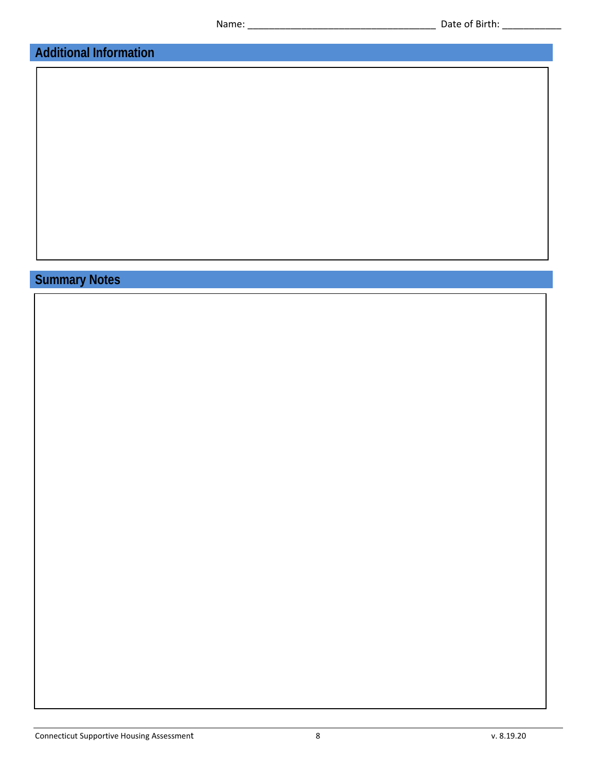Name: ___________________________________ Date of Birth: ___________

## Additional Information

## Summary Notes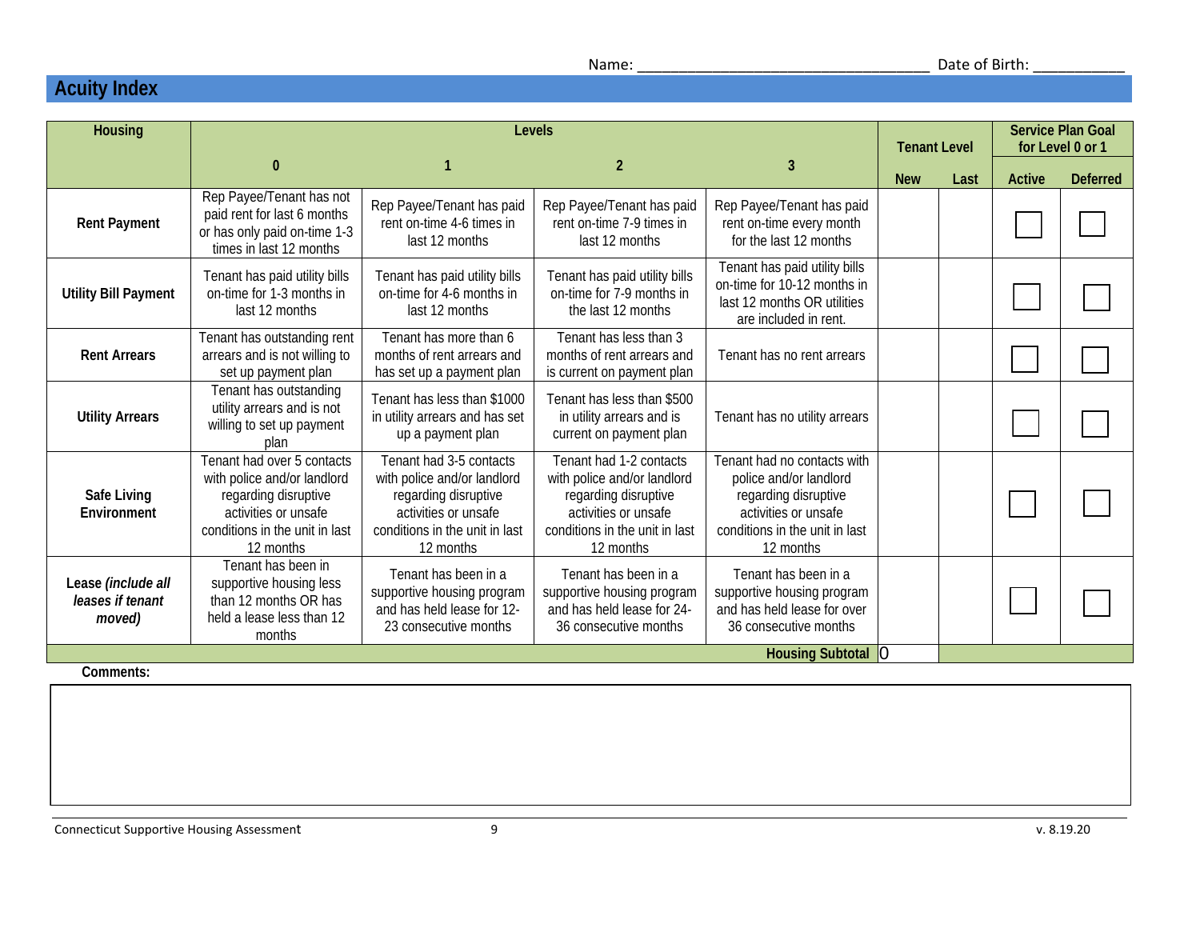Name: ___________________________________ Date of Birth: ___________

## Acuity Index

| Housing | Levels | | | | Tenant Level | | Service Plan Goal for Level 0 or 1 | |
|---|---|---|---|---|---|---|---|---|
| | 0 | 1 | 2 | 3 | New | Last | Active | Deferred |
| **Rent Payment** | Rep Payee/Tenant has not paid rent for last 6 months or has only paid on-time 1-3 times in last 12 months | Rep Payee/Tenant has paid rent on-time 4-6 times in last 12 months | Rep Payee/Tenant has paid rent on-time 7-9 times in last 12 months | Rep Payee/Tenant has paid rent on-time every month for the last 12 months | | | ☐ | ☐ |
| **Utility Bill Payment** | Tenant has paid utility bills on-time for 1-3 months in last 12 months | Tenant has paid utility bills on-time for 4-6 months in last 12 months | Tenant has paid utility bills on-time for 7-9 months in the last 12 months | Tenant has paid utility bills on-time for 10-12 months in last 12 months OR utilities are included in rent. | | | ☐ | ☐ |
| **Rent Arrears** | Tenant has outstanding rent arrears and is not willing to set up payment plan | Tenant has more than 6 months of rent arrears and has set up a payment plan | Tenant has less than 3 months of rent arrears and is current on payment plan | Tenant has no rent arrears | | | ☐ | ☐ |
| **Utility Arrears** | Tenant has outstanding utility arrears and is not willing to set up payment plan | Tenant has less than $1000 in utility arrears and has set up a payment plan | Tenant has less than $500 in utility arrears and is current on payment plan | Tenant has no utility arrears | | | ☐ | ☐ |
| **Safe Living Environment** | Tenant had over 5 contacts with police and/or landlord regarding disruptive activities or unsafe conditions in the unit in last 12 months | Tenant had 3-5 contacts with police and/or landlord regarding disruptive activities or unsafe conditions in the unit in last 12 months | Tenant had 1-2 contacts with police and/or landlord regarding disruptive activities or unsafe conditions in the unit in last 12 months | Tenant had no contacts with police and/or landlord regarding disruptive activities or unsafe conditions in the unit in last 12 months | | | ☐ | ☐ |
| **Lease *(include all leases if tenant moved)*** | Tenant has been in supportive housing less than 12 months OR has held a lease less than 12 months | Tenant has been in a supportive housing program and has held lease for 12-23 consecutive months | Tenant has been in a supportive housing program and has held lease for 24-36 consecutive months | Tenant has been in a supportive housing program and has held lease for over 36 consecutive months | | | ☐ | ☐ |
| | | | | **Housing Subtotal** | 0 | | | |

**Comments:**

Connecticut Supportive Housing Assessment

v. 8.19.20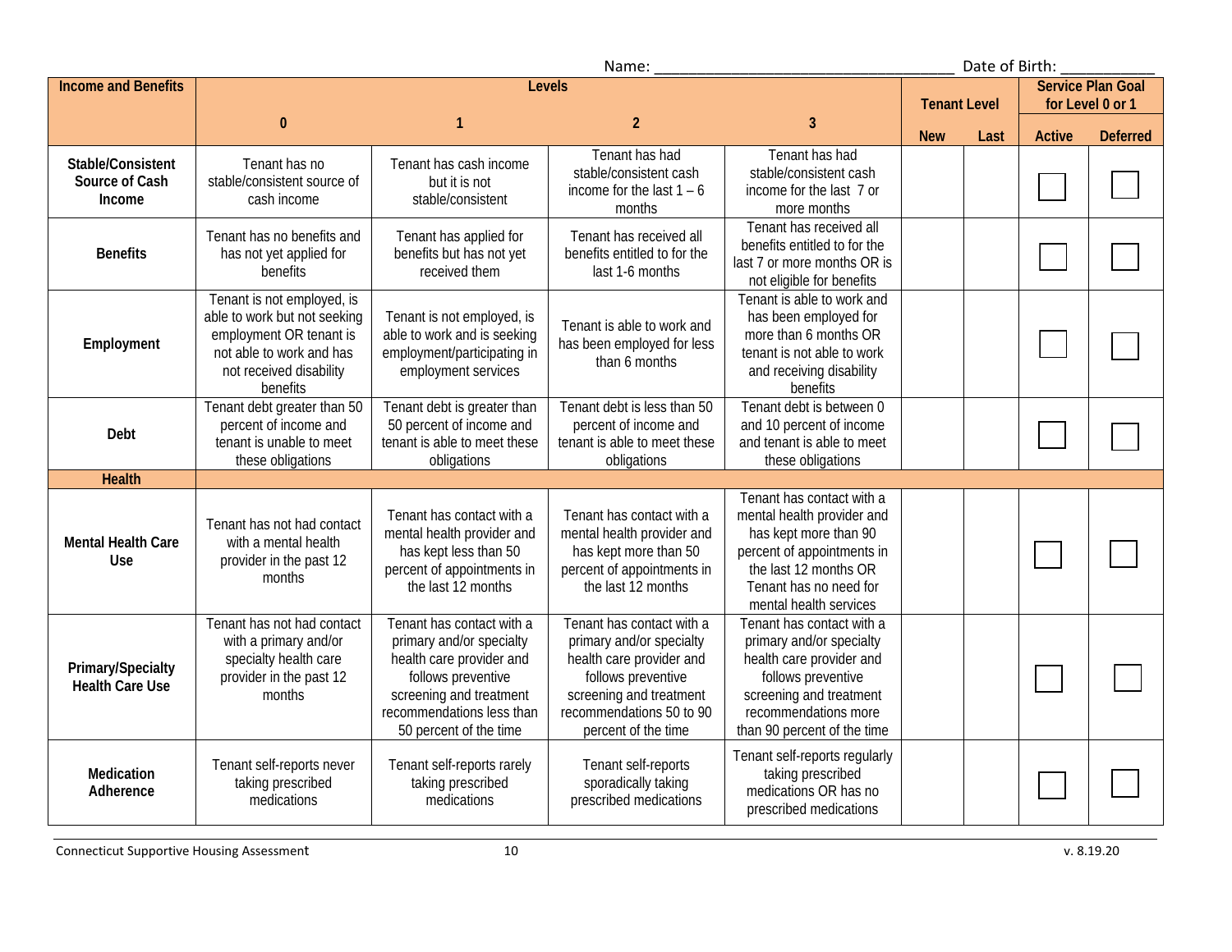Name: ___________________________________ Date of Birth: ___________

| Income and Benefits | Levels | | | | Tenant Level | | Service Plan Goal for Level 0 or 1 | |
|---|---|---|---|---|---|---|---|---|
| | 0 | 1 | 2 | 3 | New | Last | Active | Deferred |
| **Stable/Consistent Source of Cash Income** | Tenant has no stable/consistent source of cash income | Tenant has cash income but it is not stable/consistent | Tenant has had stable/consistent cash income for the last 1 – 6 months | Tenant has had stable/consistent cash income for the last 7 or more months | | | ☐ | ☐ |
| **Benefits** | Tenant has no benefits and has not yet applied for benefits | Tenant has applied for benefits but has not yet received them | Tenant has received all benefits entitled to for the last 1-6 months | Tenant has received all benefits entitled to for the last 7 or more months OR is not eligible for benefits | | | ☐ | ☐ |
| **Employment** | Tenant is not employed, is able to work but not seeking employment OR tenant is not able to work and has not received disability benefits | Tenant is not employed, is able to work and is seeking employment/participating in employment services | Tenant is able to work and has been employed for less than 6 months | Tenant is able to work and has been employed for more than 6 months OR tenant is not able to work and receiving disability benefits | | | ☐ | ☐ |
| **Debt** | Tenant debt greater than 50 percent of income and tenant is unable to meet these obligations | Tenant debt is greater than 50 percent of income and tenant is able to meet these obligations | Tenant debt is less than 50 percent of income and tenant is able to meet these obligations | Tenant debt is between 0 and 10 percent of income and tenant is able to meet these obligations | | | ☐ | ☐ |
| **Health** | | | | | | | | |
| **Mental Health Care Use** | Tenant has not had contact with a mental health provider in the past 12 months | Tenant has contact with a mental health provider and has kept less than 50 percent of appointments in the last 12 months | Tenant has contact with a mental health provider and has kept more than 50 percent of appointments in the last 12 months | Tenant has contact with a mental health provider and has kept more than 90 percent of appointments in the last 12 months OR Tenant has no need for mental health services | | | ☐ | ☐ |
| **Primary/Specialty Health Care Use** | Tenant has not had contact with a primary and/or specialty health care provider in the past 12 months | Tenant has contact with a primary and/or specialty health care provider and follows preventive screening and treatment recommendations less than 50 percent of the time | Tenant has contact with a primary and/or specialty health care provider and follows preventive screening and treatment recommendations 50 to 90 percent of the time | Tenant has contact with a primary and/or specialty health care provider and follows preventive screening and treatment recommendations more than 90 percent of the time | | | ☐ | ☐ |
| **Medication Adherence** | Tenant self-reports never taking prescribed medications | Tenant self-reports rarely taking prescribed medications | Tenant self-reports sporadically taking prescribed medications | Tenant self-reports regularly taking prescribed medications OR has no prescribed medications | | | ☐ | ☐ |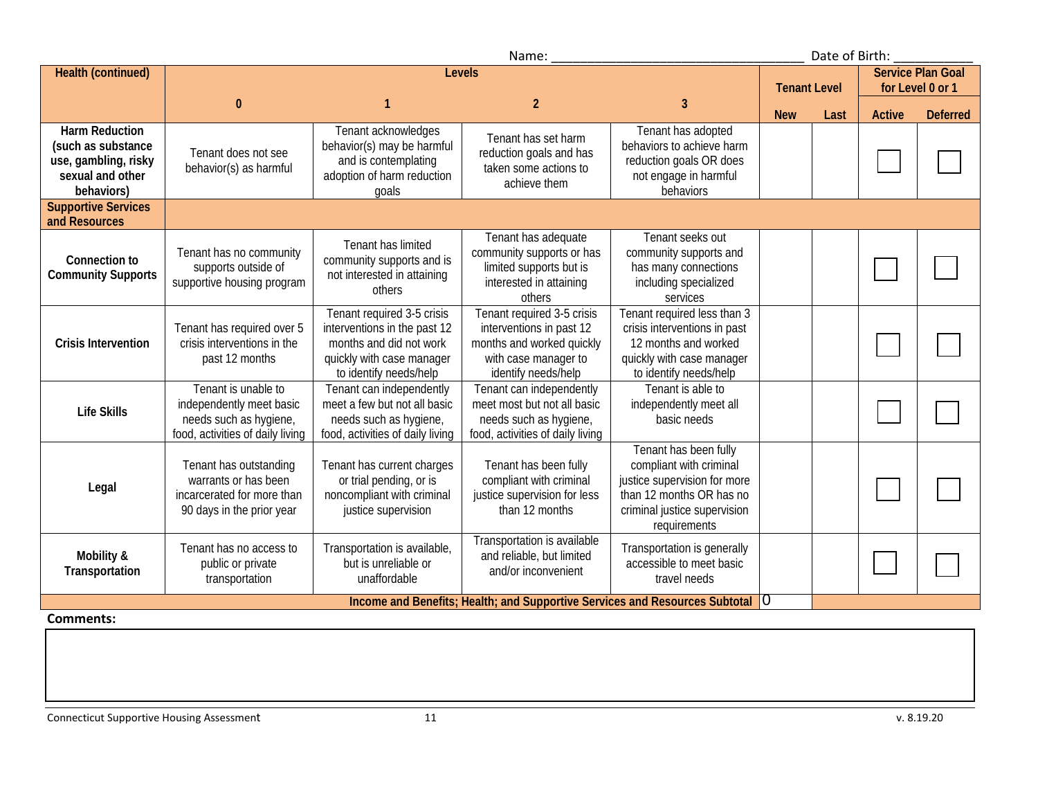Name: ___________________________________ Date of Birth: ___________

| Health (continued) | Levels | | | | Tenant Level | | Service Plan Goal for Level 0 or 1 | |
|---|---|---|---|---|---|---|---|---|
| | 0 | 1 | 2 | 3 | New | Last | Active | Deferred |
| Harm Reduction (such as substance use, gambling, risky sexual and other behaviors) | Tenant does not see behavior(s) as harmful | Tenant acknowledges behavior(s) may be harmful and is contemplating adoption of harm reduction goals | Tenant has set harm reduction goals and has taken some actions to achieve them | Tenant has adopted behaviors to achieve harm reduction goals OR does not engage in harmful behaviors | | | ☐ | ☐ |
| **Supportive Services and Resources** | | | | | | | | |
| Connection to Community Supports | Tenant has no community supports outside of supportive housing program | Tenant has limited community supports and is not interested in attaining others | Tenant has adequate community supports or has limited supports but is interested in attaining others | Tenant seeks out community supports and has many connections including specialized services | | | ☐ | ☐ |
| Crisis Intervention | Tenant has required over 5 crisis interventions in the past 12 months | Tenant required 3-5 crisis interventions in the past 12 months and did not work quickly with case manager to identify needs/help | Tenant required 3-5 crisis interventions in past 12 months and worked quickly with case manager to identify needs/help | Tenant required less than 3 crisis interventions in past 12 months and worked quickly with case manager to identify needs/help | | | ☐ | ☐ |
| Life Skills | Tenant is unable to independently meet basic needs such as hygiene, food, activities of daily living | Tenant can independently meet a few but not all basic needs such as hygiene, food, activities of daily living | Tenant can independently meet most but not all basic needs such as hygiene, food, activities of daily living | Tenant is able to independently meet all basic needs | | | ☐ | ☐ |
| Legal | Tenant has outstanding warrants or has been incarcerated for more than 90 days in the prior year | Tenant has current charges or trial pending, or is noncompliant with criminal justice supervision | Tenant has been fully compliant with criminal justice supervision for less than 12 months | Tenant has been fully compliant with criminal justice supervision for more than 12 months OR has no criminal justice supervision requirements | | | ☐ | ☐ |
| Mobility & Transportation | Tenant has no access to public or private transportation | Transportation is available, but is unreliable or unaffordable | Transportation is available and reliable, but limited and/or inconvenient | Transportation is generally accessible to meet basic travel needs | | | ☐ | ☐ |
| | | | | **Income and Benefits; Health; and Supportive Services and Resources Subtotal** | 0 | | | |

**Comments:**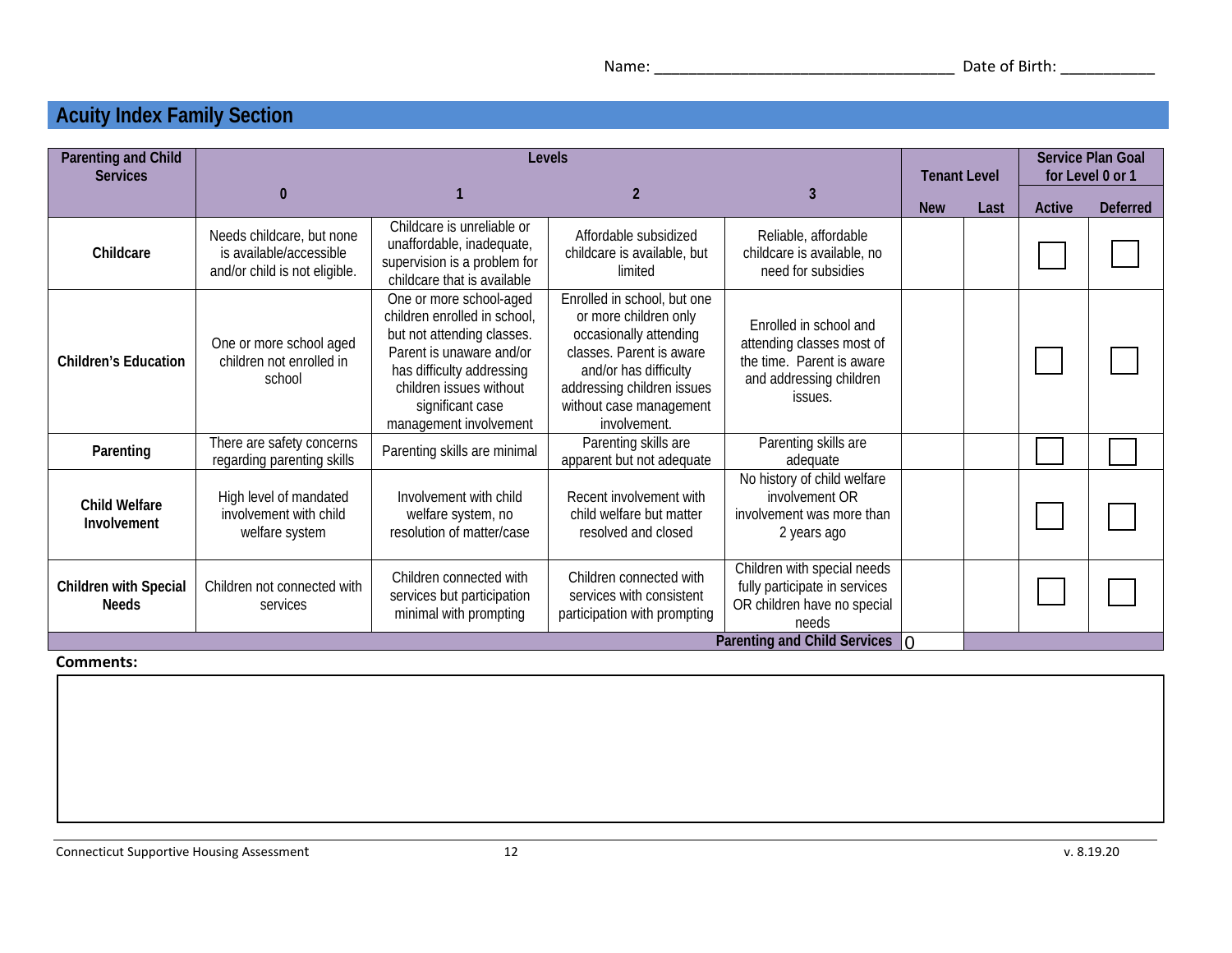Name: ___________________________________ Date of Birth: ___________

## Acuity Index Family Section

| Parenting and Child Services | Levels | | | | Tenant Level | | Service Plan Goal for Level 0 or 1 | |
|---|---|---|---|---|---|---|---|---|
| | 0 | 1 | 2 | 3 | New | Last | Active | Deferred |
| **Childcare** | Needs childcare, but none is available/accessible and/or child is not eligible. | Childcare is unreliable or unaffordable, inadequate, supervision is a problem for childcare that is available | Affordable subsidized childcare is available, but limited | Reliable, affordable childcare is available, no need for subsidies | | | ☐ | ☐ |
| **Children's Education** | One or more school aged children not enrolled in school | One or more school-aged children enrolled in school, but not attending classes. Parent is unaware and/or has difficulty addressing children issues without significant case management involvement | Enrolled in school, but one or more children only occasionally attending classes. Parent is aware and/or has difficulty addressing children issues without case management involvement. | Enrolled in school and attending classes most of the time. Parent is aware and addressing children issues. | | | ☐ | ☐ |
| **Parenting** | There are safety concerns regarding parenting skills | Parenting skills are minimal | Parenting skills are apparent but not adequate | Parenting skills are adequate | | | ☐ | ☐ |
| **Child Welfare Involvement** | High level of mandated involvement with child welfare system | Involvement with child welfare system, no resolution of matter/case | Recent involvement with child welfare but matter resolved and closed | No history of child welfare involvement OR involvement was more than 2 years ago | | | ☐ | ☐ |
| **Children with Special Needs** | Children not connected with services | Children connected with services but participation minimal with prompting | Children connected with services with consistent participation with prompting | Children with special needs fully participate in services OR children have no special needs | | | ☐ | ☐ |
| | | | | **Parenting and Child Services** | 0 | | | |

**Comments:**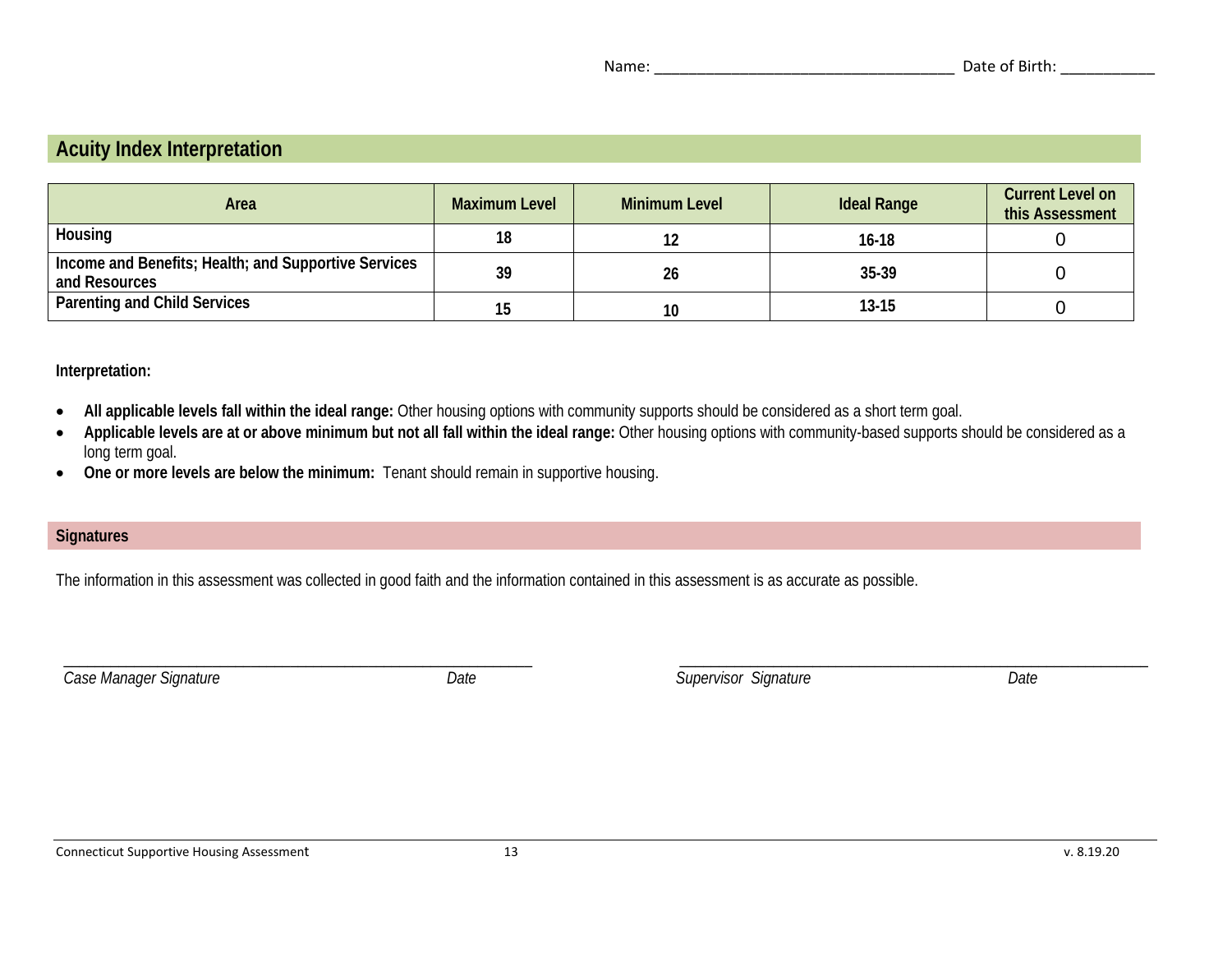Name: ___________________________________ Date of Birth: ___________

## Acuity Index Interpretation

| Area | Maximum Level | Minimum Level | Ideal Range | Current Level on this Assessment |
|---|---|---|---|---|
| **Housing** | **18** | **12** | **16-18** | 0 |
| **Income and Benefits; Health; and Supportive Services and Resources** | **39** | **26** | **35-39** | 0 |
| **Parenting and Child Services** | **15** | **10** | **13-15** | 0 |

**Interpretation:**

- **All applicable levels fall within the ideal range:** Other housing options with community supports should be considered as a short term goal.
- **Applicable levels are at or above minimum but not all fall within the ideal range:** Other housing options with community-based supports should be considered as a long term goal.
- **One or more levels are below the minimum:** Tenant should remain in supportive housing.

## Signatures

The information in this assessment was collected in good faith and the information contained in this assessment is as accurate as possible.

_____________________________________________ 
*Case Manager Signature* *Date*

_____________________________________________ 
*Supervisor Signature* *Date*

Connecticut Supportive Housing Assessment v. 8.19.20